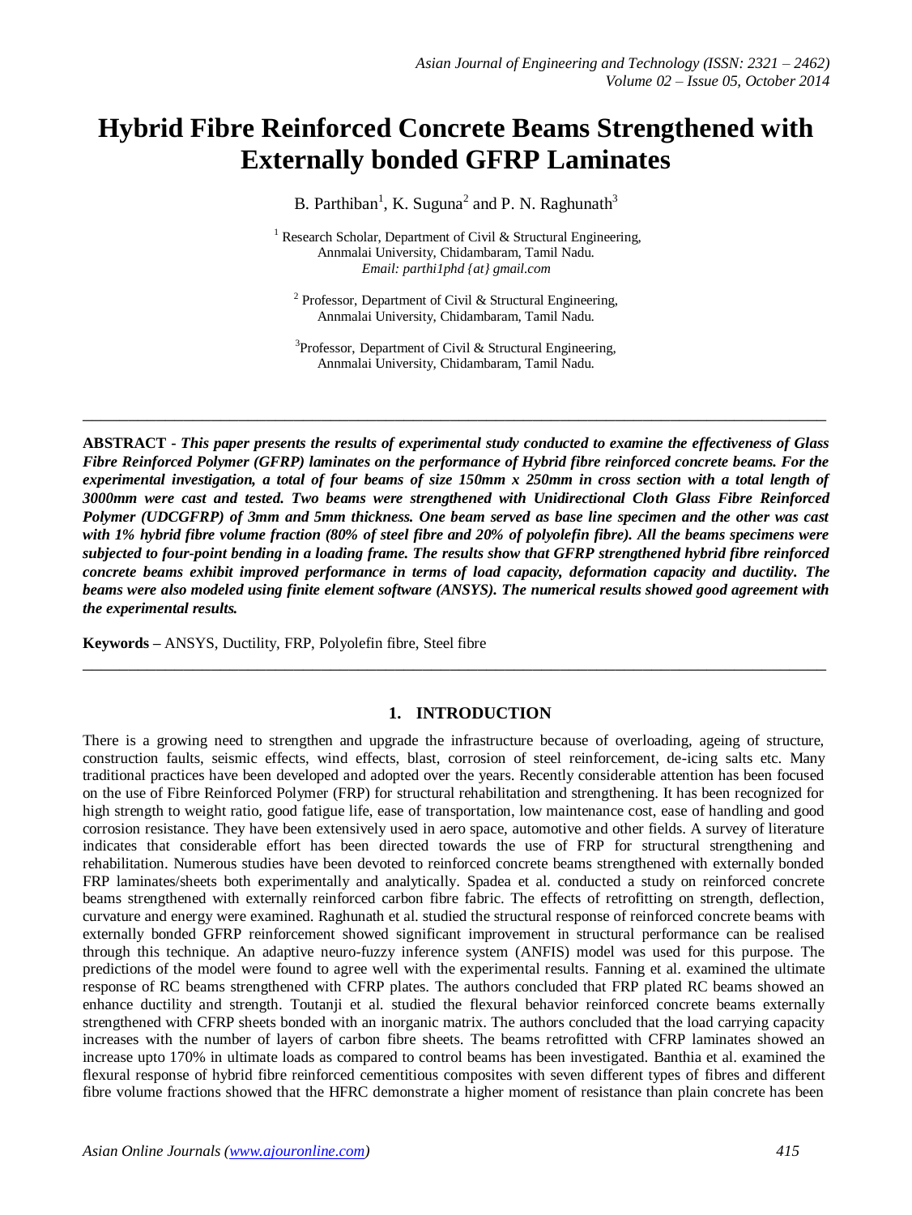# Hybrid Fibre Reinforced Concrete Beams Strengthened with Externally bonded GFRP Laminates

B. Parthiban[1], K. Suguna[2] and P. N. Raghunath[3]

[1] Research Scholar, Department of Civil & Structural Engineering, Annmalai University, Chidambaram, Tamil Nadu.
*Email: parthi1phd {at} gmail.com*

[2] Professor, Department of Civil & Structural Engineering, Annmalai University, Chidambaram, Tamil Nadu.

[3] Professor, Department of Civil & Structural Engineering, Annmalai University, Chidambaram, Tamil Nadu.

---

**ABSTRACT -** ***This paper presents the results of experimental study conducted to examine the effectiveness of Glass Fibre Reinforced Polymer (GFRP) laminates on the performance of Hybrid fibre reinforced concrete beams. For the experimental investigation, a total of four beams of size 150mm x 250mm in cross section with a total length of 3000mm were cast and tested. Two beams were strengthened with Unidirectional Cloth Glass Fibre Reinforced Polymer (UDCGFRP) of 3mm and 5mm thickness. One beam served as base line specimen and the other was cast with 1% hybrid fibre volume fraction (80% of steel fibre and 20% of polyolefin fibre). All the beams specimens were subjected to four-point bending in a loading frame. The results show that GFRP strengthened hybrid fibre reinforced concrete beams exhibit improved performance in terms of load capacity, deformation capacity and ductility. The beams were also modeled using finite element software (ANSYS). The numerical results showed good agreement with the experimental results.***

**Keywords –** ANSYS, Ductility, FRP, Polyolefin fibre, Steel fibre

---

## 1. INTRODUCTION

There is a growing need to strengthen and upgrade the infrastructure because of overloading, ageing of structure, construction faults, seismic effects, wind effects, blast, corrosion of steel reinforcement, de-icing salts etc. Many traditional practices have been developed and adopted over the years. Recently considerable attention has been focused on the use of Fibre Reinforced Polymer (FRP) for structural rehabilitation and strengthening. It has been recognized for high strength to weight ratio, good fatigue life, ease of transportation, low maintenance cost, ease of handling and good corrosion resistance. They have been extensively used in aero space, automotive and other fields. A survey of literature indicates that considerable effort has been directed towards the use of FRP for structural strengthening and rehabilitation. Numerous studies have been devoted to reinforced concrete beams strengthened with externally bonded FRP laminates/sheets both experimentally and analytically. Spadea et al. conducted a study on reinforced concrete beams strengthened with externally reinforced carbon fibre fabric. The effects of retrofitting on strength, deflection, curvature and energy were examined. Raghunath et al. studied the structural response of reinforced concrete beams with externally bonded GFRP reinforcement showed significant improvement in structural performance can be realised through this technique. An adaptive neuro-fuzzy inference system (ANFIS) model was used for this purpose. The predictions of the model were found to agree well with the experimental results. Fanning et al. examined the ultimate response of RC beams strengthened with CFRP plates. The authors concluded that FRP plated RC beams showed an enhance ductility and strength. Toutanji et al. studied the flexural behavior reinforced concrete beams externally strengthened with CFRP sheets bonded with an inorganic matrix. The authors concluded that the load carrying capacity increases with the number of layers of carbon fibre sheets. The beams retrofitted with CFRP laminates showed an increase upto 170% in ultimate loads as compared to control beams has been investigated. Banthia et al. examined the flexural response of hybrid fibre reinforced cementitious composites with seven different types of fibres and different fibre volume fractions showed that the HFRC demonstrate a higher moment of resistance than plain concrete has been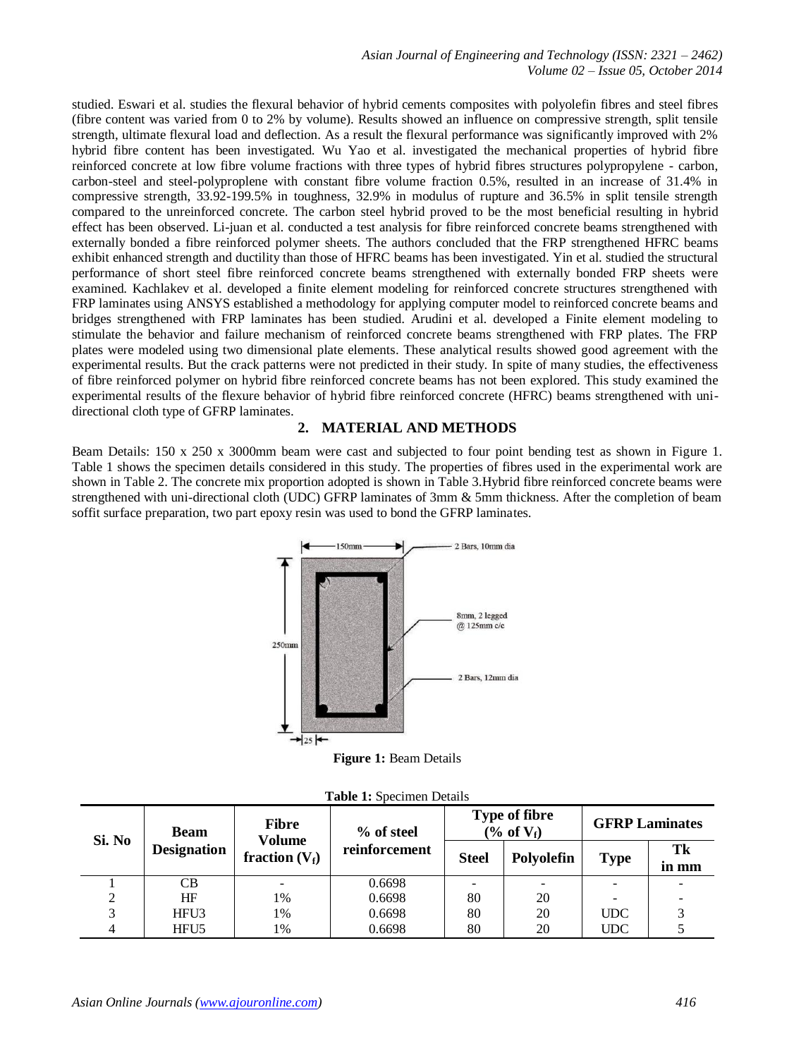studied. Eswari et al. studies the flexural behavior of hybrid cements composites with polyolefin fibres and steel fibres (fibre content was varied from 0 to 2% by volume). Results showed an influence on compressive strength, split tensile strength, ultimate flexural load and deflection. As a result the flexural performance was significantly improved with 2% hybrid fibre content has been investigated. Wu Yao et al. investigated the mechanical properties of hybrid fibre reinforced concrete at low fibre volume fractions with three types of hybrid fibres structures polypropylene - carbon, carbon-steel and steel-polyproplene with constant fibre volume fraction 0.5%, resulted in an increase of 31.4% in compressive strength, 33.92-199.5% in toughness, 32.9% in modulus of rupture and 36.5% in split tensile strength compared to the unreinforced concrete. The carbon steel hybrid proved to be the most beneficial resulting in hybrid effect has been observed. Li-juan et al. conducted a test analysis for fibre reinforced concrete beams strengthened with externally bonded a fibre reinforced polymer sheets. The authors concluded that the FRP strengthened HFRC beams exhibit enhanced strength and ductility than those of HFRC beams has been investigated. Yin et al. studied the structural performance of short steel fibre reinforced concrete beams strengthened with externally bonded FRP sheets were examined. Kachlakev et al. developed a finite element modeling for reinforced concrete structures strengthened with FRP laminates using ANSYS established a methodology for applying computer model to reinforced concrete beams and bridges strengthened with FRP laminates has been studied. Arudini et al. developed a Finite element modeling to stimulate the behavior and failure mechanism of reinforced concrete beams strengthened with FRP plates. The FRP plates were modeled using two dimensional plate elements. These analytical results showed good agreement with the experimental results. But the crack patterns were not predicted in their study. In spite of many studies, the effectiveness of fibre reinforced polymer on hybrid fibre reinforced concrete beams has not been explored. This study examined the experimental results of the flexure behavior of hybrid fibre reinforced concrete (HFRC) beams strengthened with uni-directional cloth type of GFRP laminates.

## 2. MATERIAL AND METHODS

Beam Details: 150 x 250 x 3000mm beam were cast and subjected to four point bending test as shown in Figure 1. Table 1 shows the specimen details considered in this study. The properties of fibres used in the experimental work are shown in Table 2. The concrete mix proportion adopted is shown in Table 3.Hybrid fibre reinforced concrete beams were strengthened with uni-directional cloth (UDC) GFRP laminates of 3mm & 5mm thickness. After the completion of beam soffit surface preparation, two part epoxy resin was used to bond the GFRP laminates.

150mm; 2 Bars, 10mm dia; 8mm, 2 legged @ 125mm c/c; 250mm; 2 Bars, 12mm dia; 25

**Figure 1:** Beam Details

**Table 1:** Specimen Details

| Si. No | Beam Designation | Fibre Volume fraction ($V_f$) | % of steel reinforcement | Type of fibre (% of $V_f$) | | GFRP Laminates | |
|---|---|---|---|---|---|---|---|
| | | | | Steel | Polyolefin | Type | Tk in mm |
| 1 | CB | - | 0.6698 | - | - | - | - |
| 2 | HF | 1% | 0.6698 | 80 | 20 | - | - |
| 3 | HFU3 | 1% | 0.6698 | 80 | 20 | UDC | 3 |
| 4 | HFU5 | 1% | 0.6698 | 80 | 20 | UDC | 5 |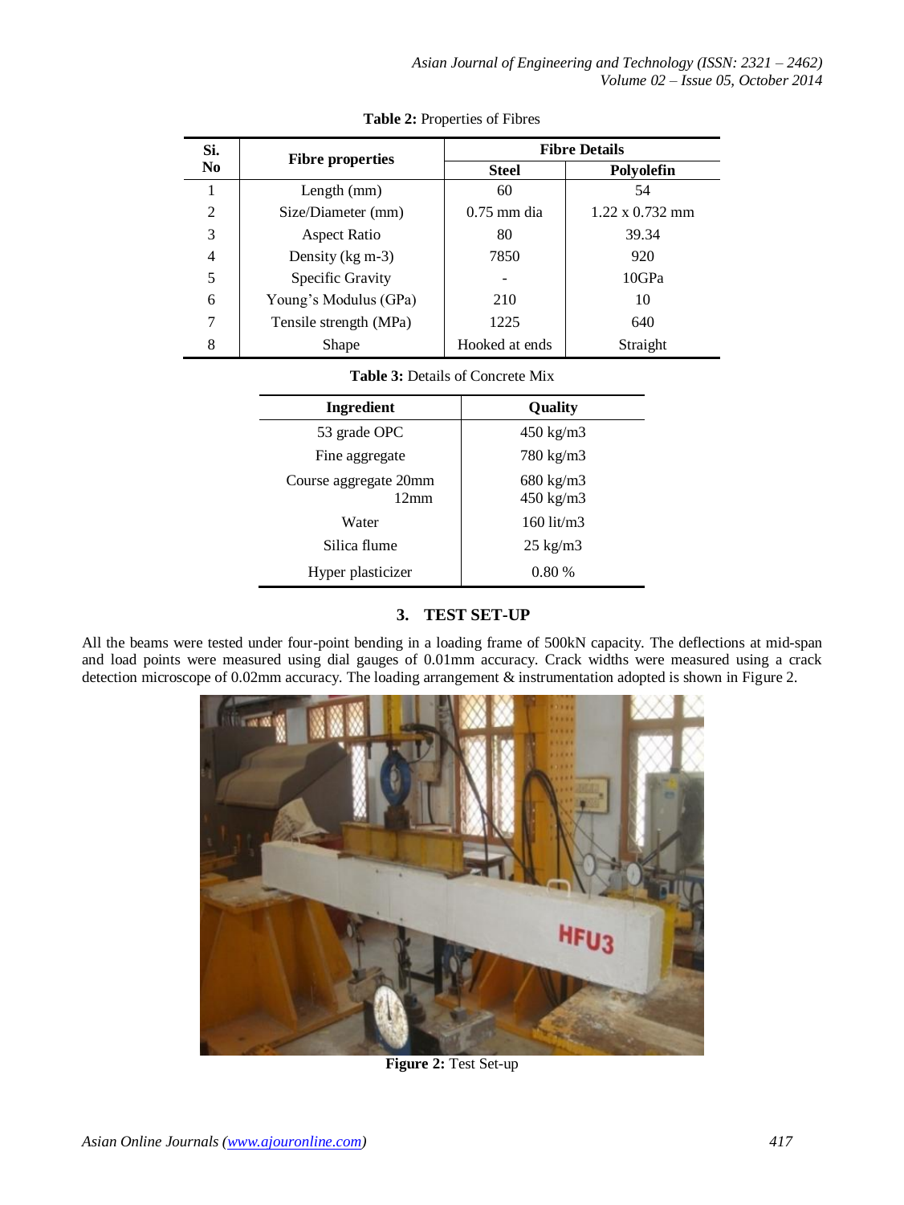**Table 2:** Properties of Fibres

| Si. No | Fibre properties | Fibre Details | |
|---|---|---|---|
| | | **Steel** | **Polyolefin** |
| 1 | Length (mm) | 60 | 54 |
| 2 | Size/Diameter (mm) | 0.75 mm dia | 1.22 x 0.732 mm |
| 3 | Aspect Ratio | 80 | 39.34 |
| 4 | Density (kg m-3) | 7850 | 920 |
| 5 | Specific Gravity | - | 10GPa |
| 6 | Young's Modulus (GPa) | 210 | 10 |
| 7 | Tensile strength (MPa) | 1225 | 640 |
| 8 | Shape | Hooked at ends | Straight |

**Table 3:** Details of Concrete Mix

| Ingredient | Quality |
|---|---|
| 53 grade OPC | 450 kg/m3 |
| Fine aggregate | 780 kg/m3 |
| Course aggregate 20mm<br>12mm | 680 kg/m3<br>450 kg/m3 |
| Water | 160 lit/m3 |
| Silica flume | 25 kg/m3 |
| Hyper plasticizer | 0.80 % |

## 3. TEST SET-UP

All the beams were tested under four-point bending in a loading frame of 500kN capacity. The deflections at mid-span and load points were measured using dial gauges of 0.01mm accuracy. Crack widths were measured using a crack detection microscope of 0.02mm accuracy. The loading arrangement & instrumentation adopted is shown in Figure 2.

**Figure 2:** Test Set-up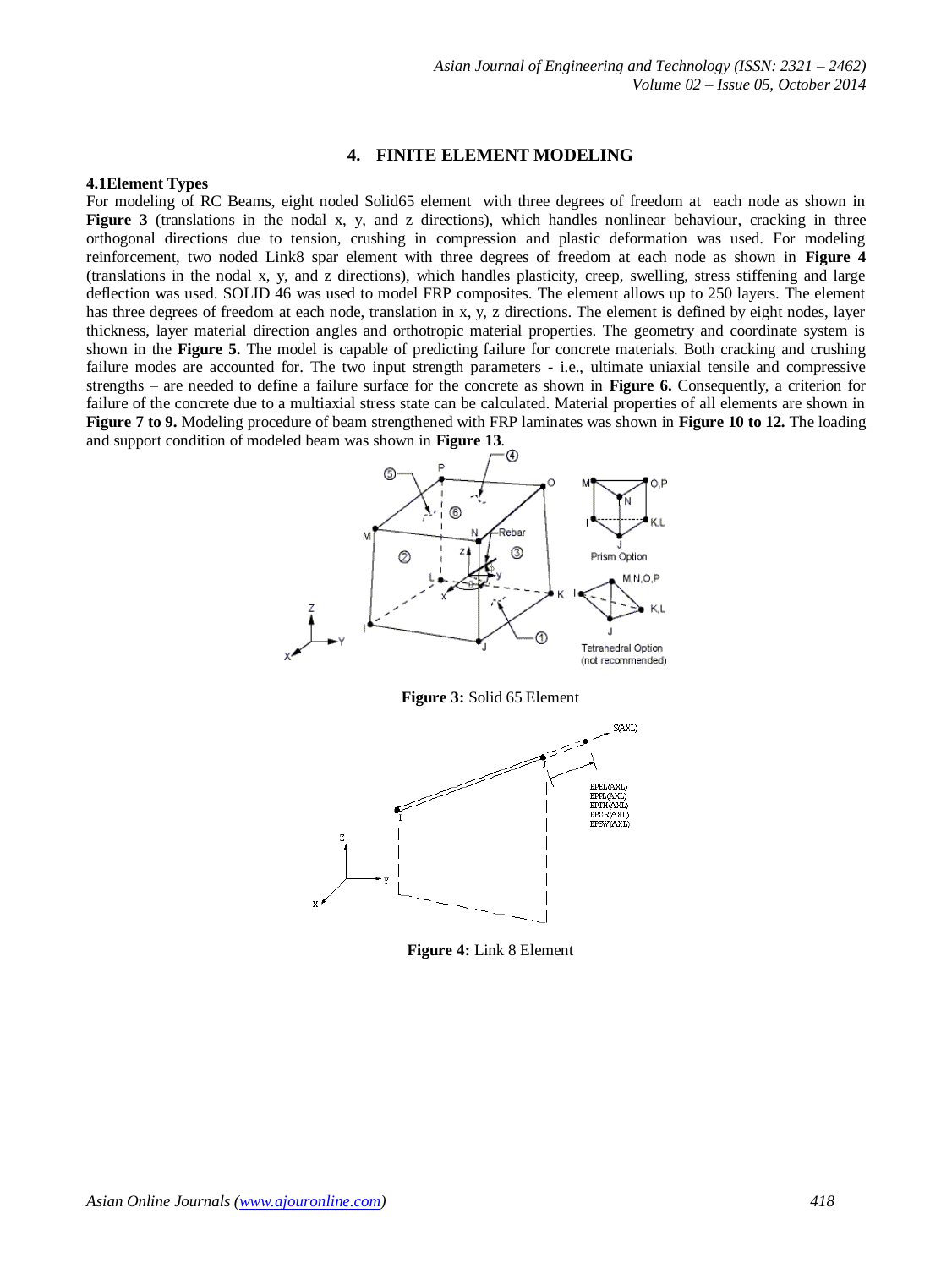## 4. FINITE ELEMENT MODELING

### 4.1Element Types

For modeling of RC Beams, eight noded Solid65 element with three degrees of freedom at each node as shown in **Figure 3** (translations in the nodal x, y, and z directions), which handles nonlinear behaviour, cracking in three orthogonal directions due to tension, crushing in compression and plastic deformation was used. For modeling reinforcement, two noded Link8 spar element with three degrees of freedom at each node as shown in **Figure 4** (translations in the nodal x, y, and z directions), which handles plasticity, creep, swelling, stress stiffening and large deflection was used. SOLID 46 was used to model FRP composites. The element allows up to 250 layers. The element has three degrees of freedom at each node, translation in x, y, z directions. The element is defined by eight nodes, layer thickness, layer material direction angles and orthotropic material properties. The geometry and coordinate system is shown in the **Figure 5.** The model is capable of predicting failure for concrete materials. Both cracking and crushing failure modes are accounted for. The two input strength parameters - i.e., ultimate uniaxial tensile and compressive strengths – are needed to define a failure surface for the concrete as shown in **Figure 6.** Consequently, a criterion for failure of the concrete due to a multiaxial stress state can be calculated. Material properties of all elements are shown in **Figure 7 to 9.** Modeling procedure of beam strengthened with FRP laminates was shown in **Figure 10 to 12.** The loading and support condition of modeled beam was shown in **Figure 13**.

**Figure 3:** Solid 65 Element

**Figure 4:** Link 8 Element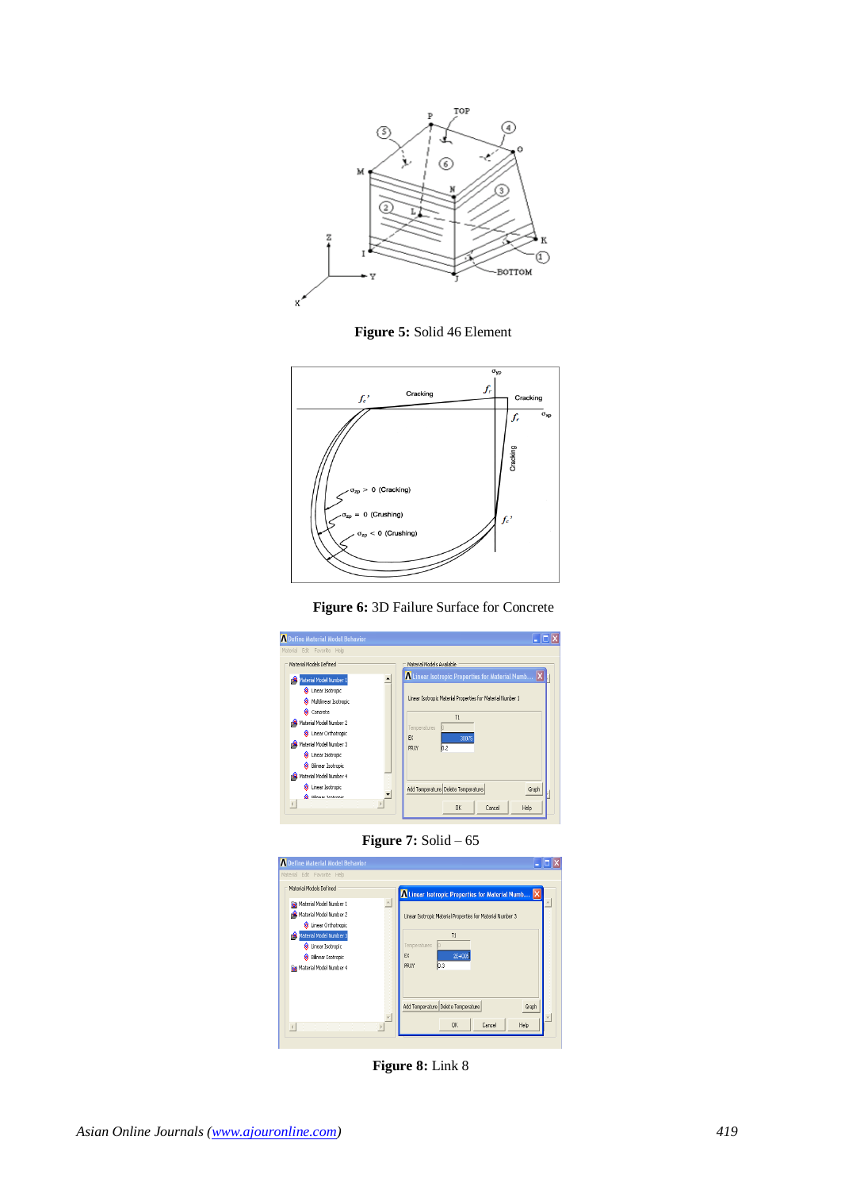**Figure 5:** Solid 46 Element

**Figure 6:** 3D Failure Surface for Concrete

**Figure 7:** Solid – 65

**Figure 8:** Link 8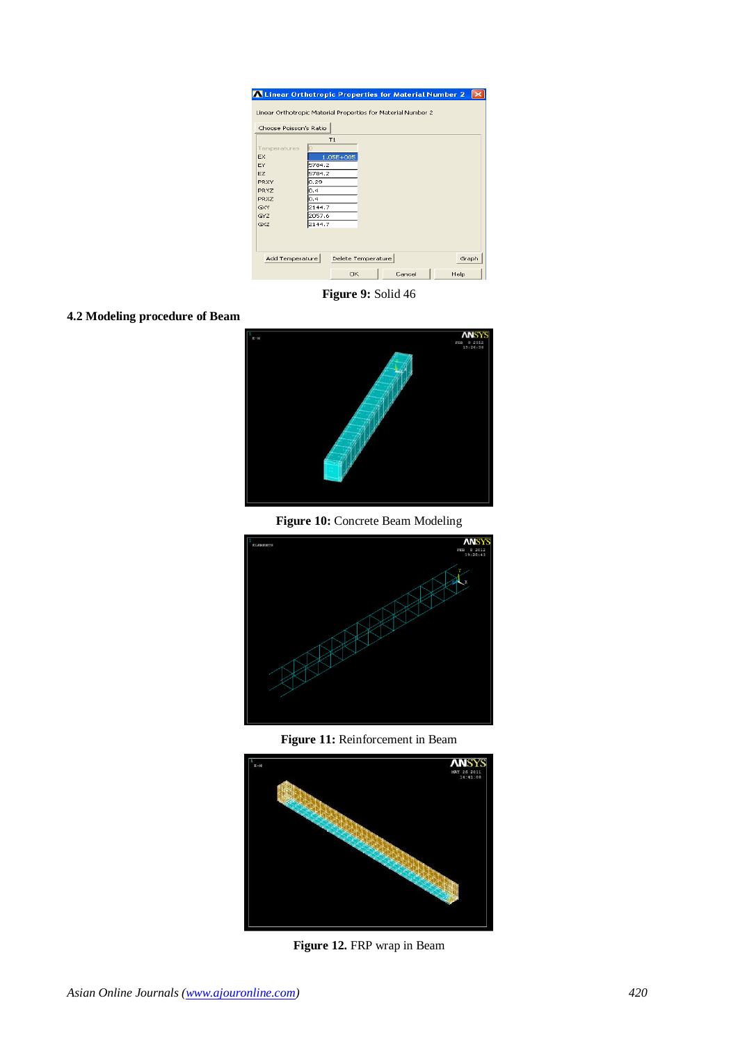Figure 9: Solid 46

### 4.2 Modeling procedure of Beam

**Figure 10:** Concrete Beam Modeling

**Figure 11:** Reinforcement in Beam

**Figure 12.** FRP wrap in Beam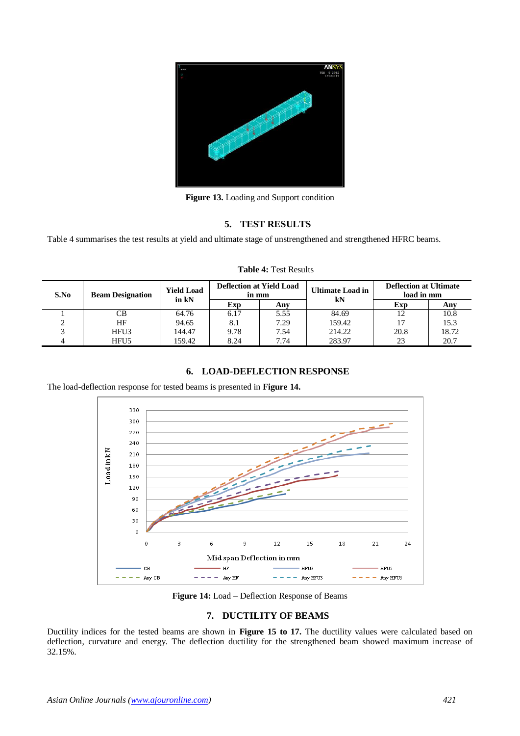**Figure 13.** Loading and Support condition

## 5. TEST RESULTS

Table 4 summarises the test results at yield and ultimate stage of unstrengthened and strengthened HFRC beams.

**Table 4:** Test Results

| S.No | Beam Designation | Yield Load in kN | Deflection at Yield Load in mm | | Ultimate Load in kN | Deflection at Ultimate load in mm | |
|---|---|---|---|---|---|---|---|
| | | | Exp | Any | | Exp | Any |
| 1 | CB | 64.76 | 6.17 | 5.55 | 84.69 | 12 | 10.8 |
| 2 | HF | 94.65 | 8.1 | 7.29 | 159.42 | 17 | 15.3 |
| 3 | HFU3 | 144.47 | 9.78 | 7.54 | 214.22 | 20.8 | 18.72 |
| 4 | HFU5 | 159.42 | 8.24 | 7.74 | 283.97 | 23 | 20.7 |

## 6. LOAD-DEFLECTION RESPONSE

The load-deflection response for tested beams is presented in **Figure 14.**

**Figure 14:** Load – Deflection Response of Beams

## 7. DUCTILITY OF BEAMS

Ductility indices for the tested beams are shown in **Figure 15 to 17.** The ductility values were calculated based on deflection, curvature and energy. The deflection ductility for the strengthened beam showed maximum increase of 32.15%.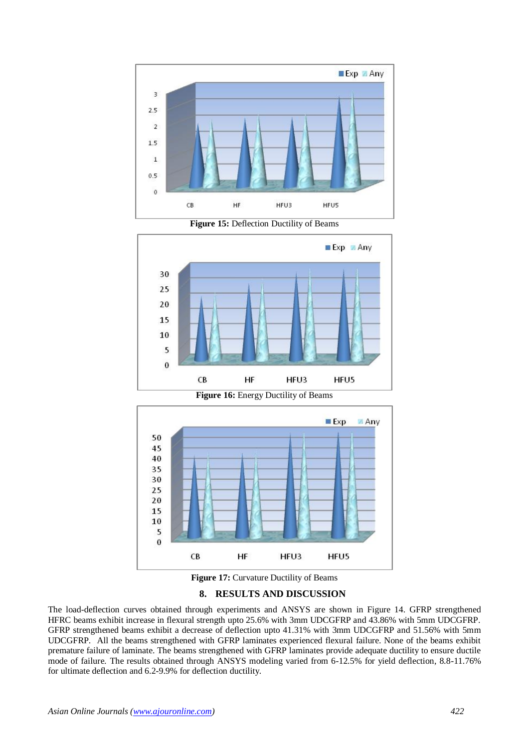**Figure 15:** Deflection Ductility of Beams

**Figure 16:** Energy Ductility of Beams

**Figure 17:** Curvature Ductility of Beams

## 8. RESULTS AND DISCUSSION

The load-deflection curves obtained through experiments and ANSYS are shown in Figure 14. GFRP strengthened HFRC beams exhibit increase in flexural strength upto 25.6% with 3mm UDCGFRP and 43.86% with 5mm UDCGFRP. GFRP strengthened beams exhibit a decrease of deflection upto 41.31% with 3mm UDCGFRP and 51.56% with 5mm UDCGFRP. All the beams strengthened with GFRP laminates experienced flexural failure. None of the beams exhibit premature failure of laminate. The beams strengthened with GFRP laminates provide adequate ductility to ensure ductile mode of failure. The results obtained through ANSYS modeling varied from 6-12.5% for yield deflection, 8.8-11.76% for ultimate deflection and 6.2-9.9% for deflection ductility.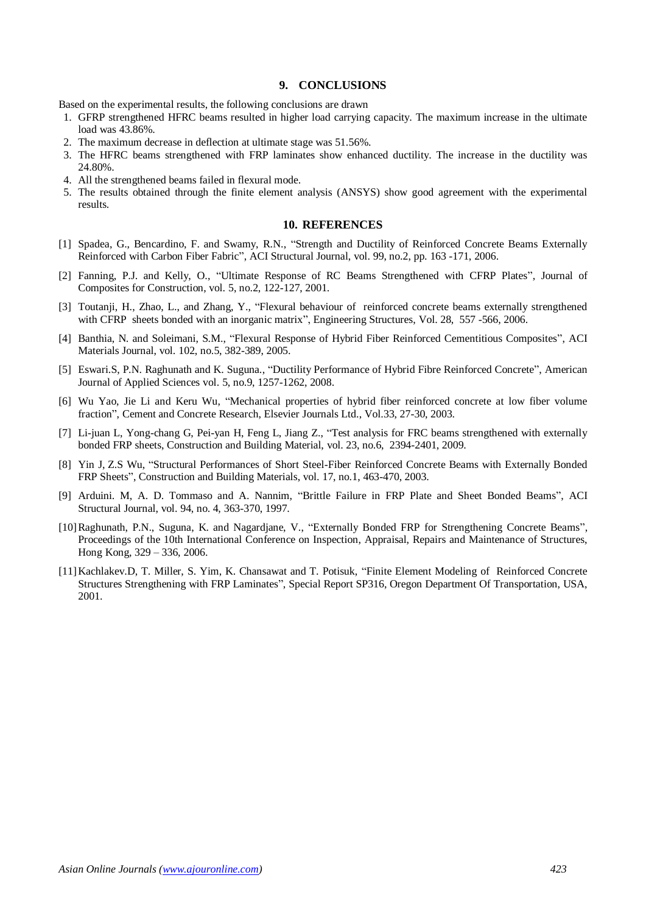## 9. CONCLUSIONS

Based on the experimental results, the following conclusions are drawn

1. GFRP strengthened HFRC beams resulted in higher load carrying capacity. The maximum increase in the ultimate load was 43.86%.
2. The maximum decrease in deflection at ultimate stage was 51.56%.
3. The HFRC beams strengthened with FRP laminates show enhanced ductility. The increase in the ductility was 24.80%.
4. All the strengthened beams failed in flexural mode.
5. The results obtained through the finite element analysis (ANSYS) show good agreement with the experimental results.

## 10. REFERENCES

[1] Spadea, G., Bencardino, F. and Swamy, R.N., "Strength and Ductility of Reinforced Concrete Beams Externally Reinforced with Carbon Fiber Fabric", ACI Structural Journal, vol. 99, no.2, pp. 163 -171, 2006.

[2] Fanning, P.J. and Kelly, O., "Ultimate Response of RC Beams Strengthened with CFRP Plates", Journal of Composites for Construction, vol. 5, no.2, 122-127, 2001.

[3] Toutanji, H., Zhao, L., and Zhang, Y., "Flexural behaviour of reinforced concrete beams externally strengthened with CFRP sheets bonded with an inorganic matrix", Engineering Structures, Vol. 28, 557 -566, 2006.

[4] Banthia, N. and Soleimani, S.M., "Flexural Response of Hybrid Fiber Reinforced Cementitious Composites", ACI Materials Journal, vol. 102, no.5, 382-389, 2005.

[5] Eswari.S, P.N. Raghunath and K. Suguna., "Ductility Performance of Hybrid Fibre Reinforced Concrete", American Journal of Applied Sciences vol. 5, no.9, 1257-1262, 2008.

[6] Wu Yao, Jie Li and Keru Wu, "Mechanical properties of hybrid fiber reinforced concrete at low fiber volume fraction", Cement and Concrete Research, Elsevier Journals Ltd., Vol.33, 27-30, 2003.

[7] Li-juan L, Yong-chang G, Pei-yan H, Feng L, Jiang Z., "Test analysis for FRC beams strengthened with externally bonded FRP sheets, Construction and Building Material, vol. 23, no.6, 2394-2401, 2009.

[8] Yin J, Z.S Wu, "Structural Performances of Short Steel-Fiber Reinforced Concrete Beams with Externally Bonded FRP Sheets", Construction and Building Materials, vol. 17, no.1, 463-470, 2003.

[9] Arduini. M, A. D. Tommaso and A. Nannim, "Brittle Failure in FRP Plate and Sheet Bonded Beams", ACI Structural Journal, vol. 94, no. 4, 363-370, 1997.

[10] Raghunath, P.N., Suguna, K. and Nagardjane, V., "Externally Bonded FRP for Strengthening Concrete Beams", Proceedings of the 10th International Conference on Inspection, Appraisal, Repairs and Maintenance of Structures, Hong Kong, 329 – 336, 2006.

[11] Kachlakev.D, T. Miller, S. Yim, K. Chansawat and T. Potisuk, "Finite Element Modeling of Reinforced Concrete Structures Strengthening with FRP Laminates", Special Report SP316, Oregon Department Of Transportation, USA, 2001.